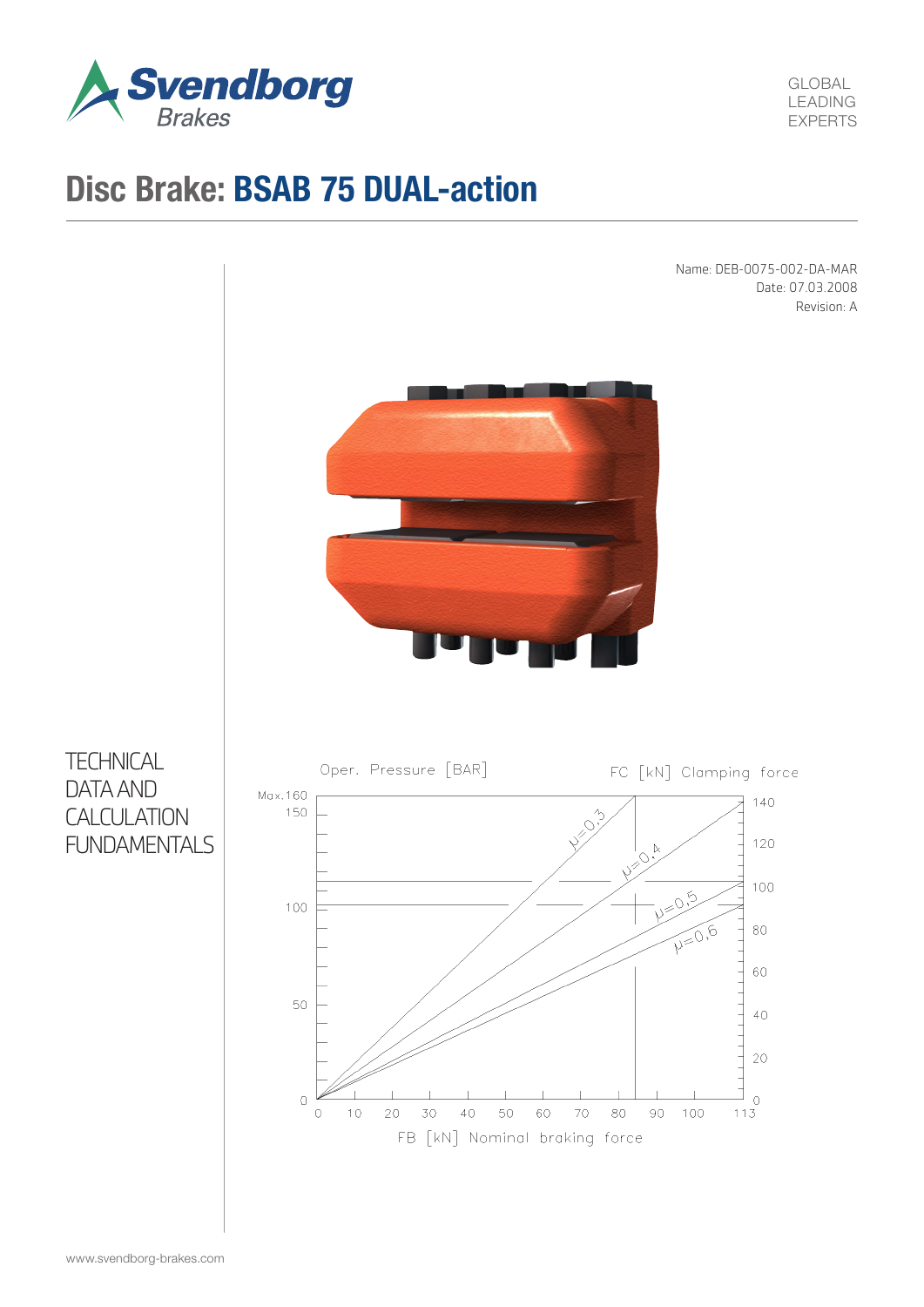Svendborg Brakes

GLOBAL
LEADING
EXPERTS

# Disc Brake: BSAB 75 DUAL-action

Name: DEB-0075-002-DA-MAR
Date: 07.03.2008
Revision: A

## TECHNICAL DATA AND CALCULATION FUNDAMENTALS

Oper. Pressure [BAR]

FC [kN] Clamping force

Max.160
150
100
50
0

140
120
100
80
60
40
20
0

$\mu=0,3$
$\mu=0,4$
$\mu=0,5$
$\mu=0,6$

0 10 20 30 40 50 60 70 80 90 100 113

FB [kN] Nominal braking force

www.svendborg-brakes.com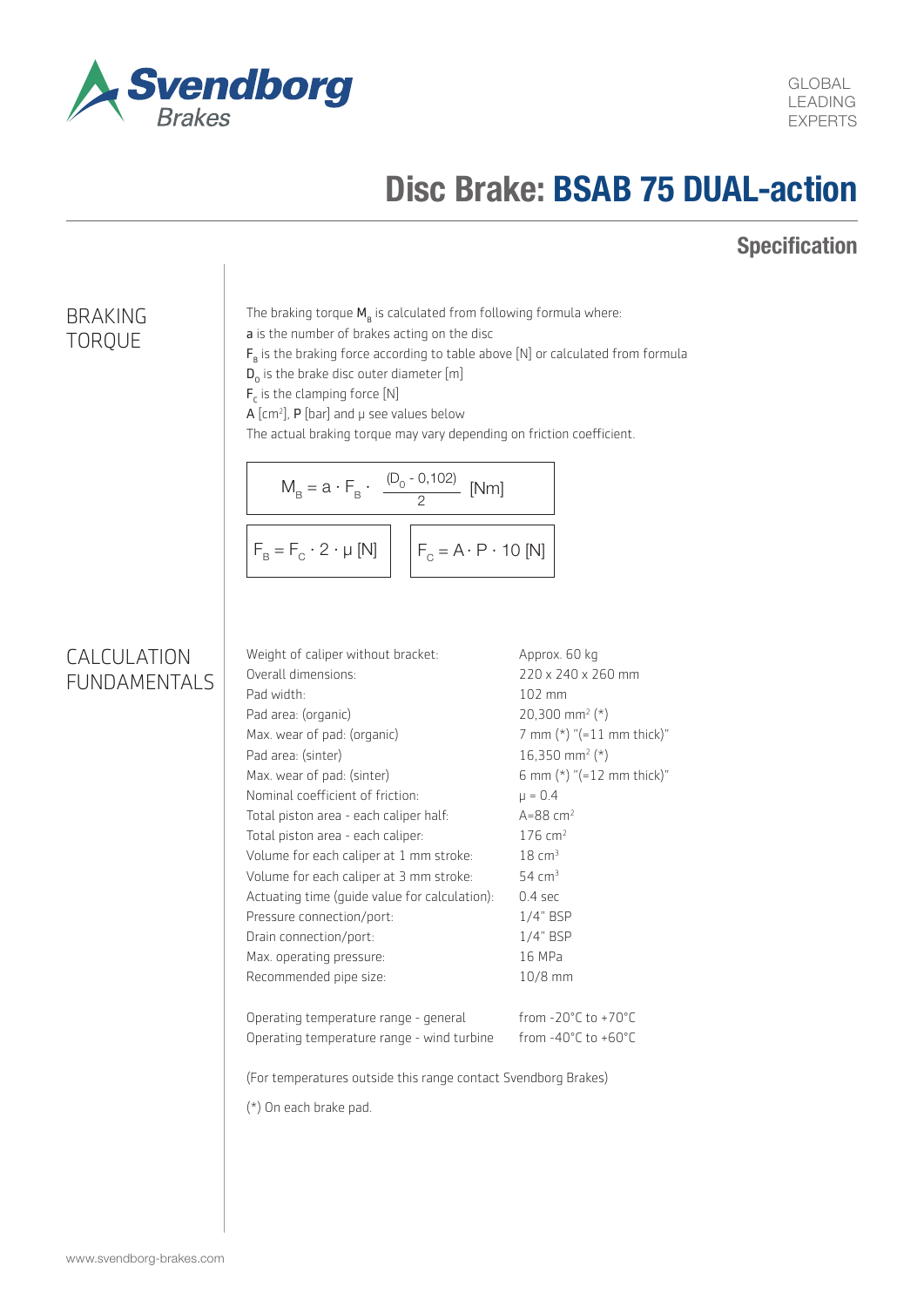# Disc Brake: BSAB 75 DUAL-action

## Specification

### BRAKING TORQUE

The braking torque $M_B$ is calculated from following formula where:
**a** is the number of brakes acting on the disc
$F_B$ is the braking force according to table above [N] or calculated from formula
$D_0$ is the brake disc outer diameter [m]
$F_C$ is the clamping force [N]
**A** [$cm^2$], **P** [bar] and μ see values below
The actual braking torque may vary depending on friction coefficient.

$$M_B = a \cdot F_B \cdot \frac{(D_0 - 0{,}102)}{2} \text{ [Nm]}$$

$$F_B = F_C \cdot 2 \cdot \mu \text{ [N]}$$

$$F_C = A \cdot P \cdot 10 \text{ [N]}$$

### CALCULATION FUNDAMENTALS

| | |
|---|---|
| Weight of caliper without bracket: | Approx. 60 kg |
| Overall dimensions: | 220 x 240 x 260 mm |
| Pad width: | 102 mm |
| Pad area: (organic) | 20,300 $mm^2$ (*) |
| Max. wear of pad: (organic) | 7 mm (*) "(=11 mm thick)" |
| Pad area: (sinter) | 16,350 $mm^2$ (*) |
| Max. wear of pad: (sinter) | 6 mm (*) "(=12 mm thick)" |
| Nominal coefficient of friction: | μ = 0.4 |
| Total piston area - each caliper half: | A=88 $cm^2$ |
| Total piston area - each caliper: | 176 $cm^2$ |
| Volume for each caliper at 1 mm stroke: | 18 $cm^3$ |
| Volume for each caliper at 3 mm stroke: | 54 $cm^3$ |
| Actuating time (guide value for calculation): | 0.4 sec |
| Pressure connection/port: | 1/4" BSP |
| Drain connection/port: | 1/4" BSP |
| Max. operating pressure: | 16 MPa |
| Recommended pipe size: | 10/8 mm |
| Operating temperature range - general | from -20°C to +70°C |
| Operating temperature range - wind turbine | from -40°C to +60°C |

(For temperatures outside this range contact Svendborg Brakes)

(*) On each brake pad.